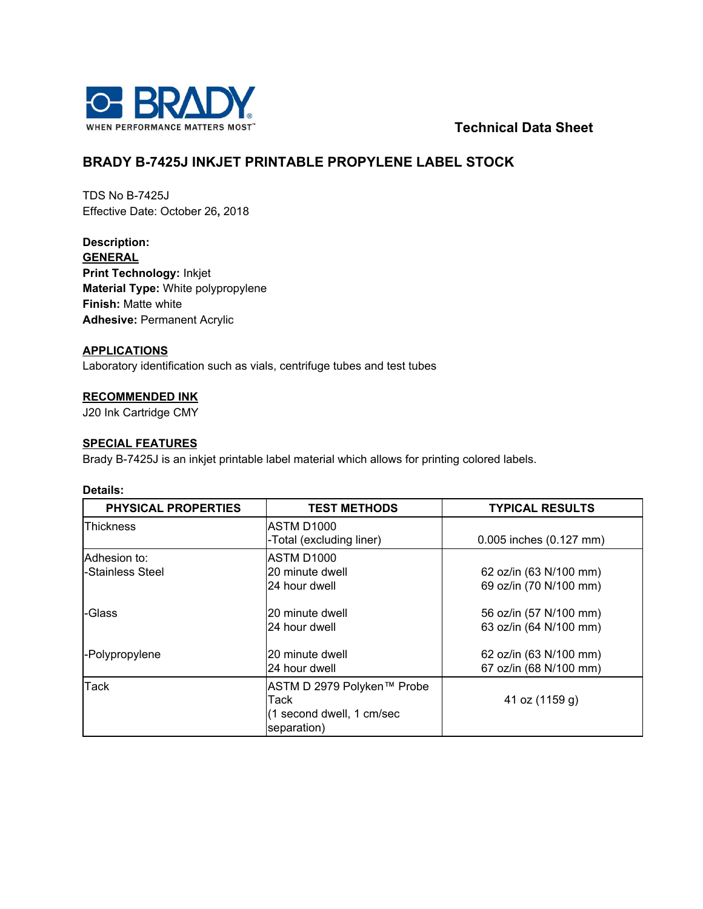BRADY
WHEN PERFORMANCE MATTERS MOST™

**Technical Data Sheet**

# BRADY B-7425J INKJET PRINTABLE PROPYLENE LABEL STOCK

TDS No B-7425J
Effective Date: October 26, 2018

**Description:**

**GENERAL**

**Print Technology:** Inkjet
**Material Type:** White polypropylene
**Finish:** Matte white
**Adhesive:** Permanent Acrylic

**APPLICATIONS**

Laboratory identification such as vials, centrifuge tubes and test tubes

**RECOMMENDED INK**

J20 Ink Cartridge CMY

**SPECIAL FEATURES**

Brady B-7425J is an inkjet printable label material which allows for printing colored labels.

**Details:**

| PHYSICAL PROPERTIES | TEST METHODS | TYPICAL RESULTS |
|---|---|---|
| Thickness | ASTM D1000<br>-Total (excluding liner) | 0.005 inches (0.127 mm) |
| Adhesion to:<br>-Stainless Steel | ASTM D1000<br>20 minute dwell<br>24 hour dwell | 62 oz/in (63 N/100 mm)<br>69 oz/in (70 N/100 mm) |
| -Glass | 20 minute dwell<br>24 hour dwell | 56 oz/in (57 N/100 mm)<br>63 oz/in (64 N/100 mm) |
| -Polypropylene | 20 minute dwell<br>24 hour dwell | 62 oz/in (63 N/100 mm)<br>67 oz/in (68 N/100 mm) |
| Tack | ASTM D 2979 Polyken™ Probe Tack<br>(1 second dwell, 1 cm/sec separation) | 41 oz (1159 g) |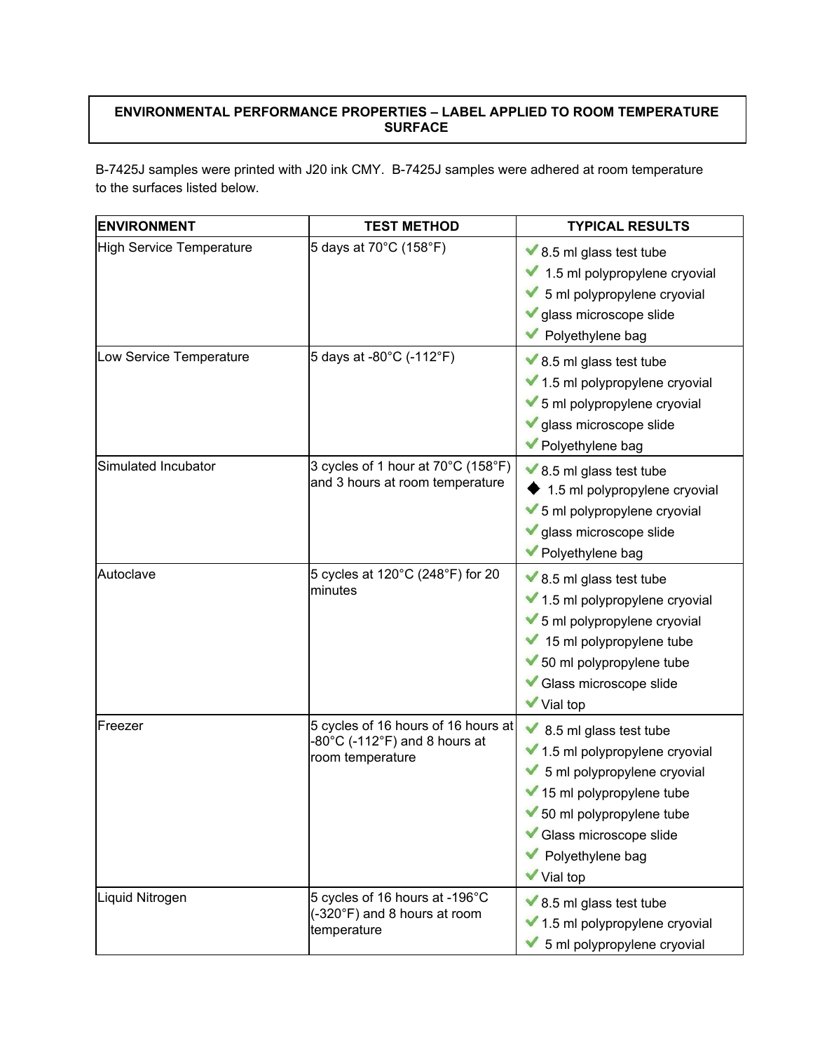**ENVIRONMENTAL PERFORMANCE PROPERTIES – LABEL APPLIED TO ROOM TEMPERATURE SURFACE**

B-7425J samples were printed with J20 ink CMY. B-7425J samples were adhered at room temperature to the surfaces listed below.

| ENVIRONMENT | TEST METHOD | TYPICAL RESULTS |
|---|---|---|
| High Service Temperature | 5 days at 70°C (158°F) | ✔ 8.5 ml glass test tube<br>✔ 1.5 ml polypropylene cryovial<br>✔ 5 ml polypropylene cryovial<br>✔ glass microscope slide<br>✔ Polyethylene bag |
| Low Service Temperature | 5 days at -80°C (-112°F) | ✔ 8.5 ml glass test tube<br>✔ 1.5 ml polypropylene cryovial<br>✔ 5 ml polypropylene cryovial<br>✔ glass microscope slide<br>✔ Polyethylene bag |
| Simulated Incubator | 3 cycles of 1 hour at 70°C (158°F) and 3 hours at room temperature | ✔ 8.5 ml glass test tube<br>◆ 1.5 ml polypropylene cryovial<br>✔ 5 ml polypropylene cryovial<br>✔ glass microscope slide<br>✔ Polyethylene bag |
| Autoclave | 5 cycles at 120°C (248°F) for 20 minutes | ✔ 8.5 ml glass test tube<br>✔ 1.5 ml polypropylene cryovial<br>✔ 5 ml polypropylene cryovial<br>✔ 15 ml polypropylene tube<br>✔ 50 ml polypropylene tube<br>✔ Glass microscope slide<br>✔ Vial top |
| Freezer | 5 cycles of 16 hours of 16 hours at -80°C (-112°F) and 8 hours at room temperature | ✔ 8.5 ml glass test tube<br>✔ 1.5 ml polypropylene cryovial<br>✔ 5 ml polypropylene cryovial<br>✔ 15 ml polypropylene tube<br>✔ 50 ml polypropylene tube<br>✔ Glass microscope slide<br>✔ Polyethylene bag<br>✔ Vial top |
| Liquid Nitrogen | 5 cycles of 16 hours at -196°C (-320°F) and 8 hours at room temperature | ✔ 8.5 ml glass test tube<br>✔ 1.5 ml polypropylene cryovial<br>✔ 5 ml polypropylene cryovial |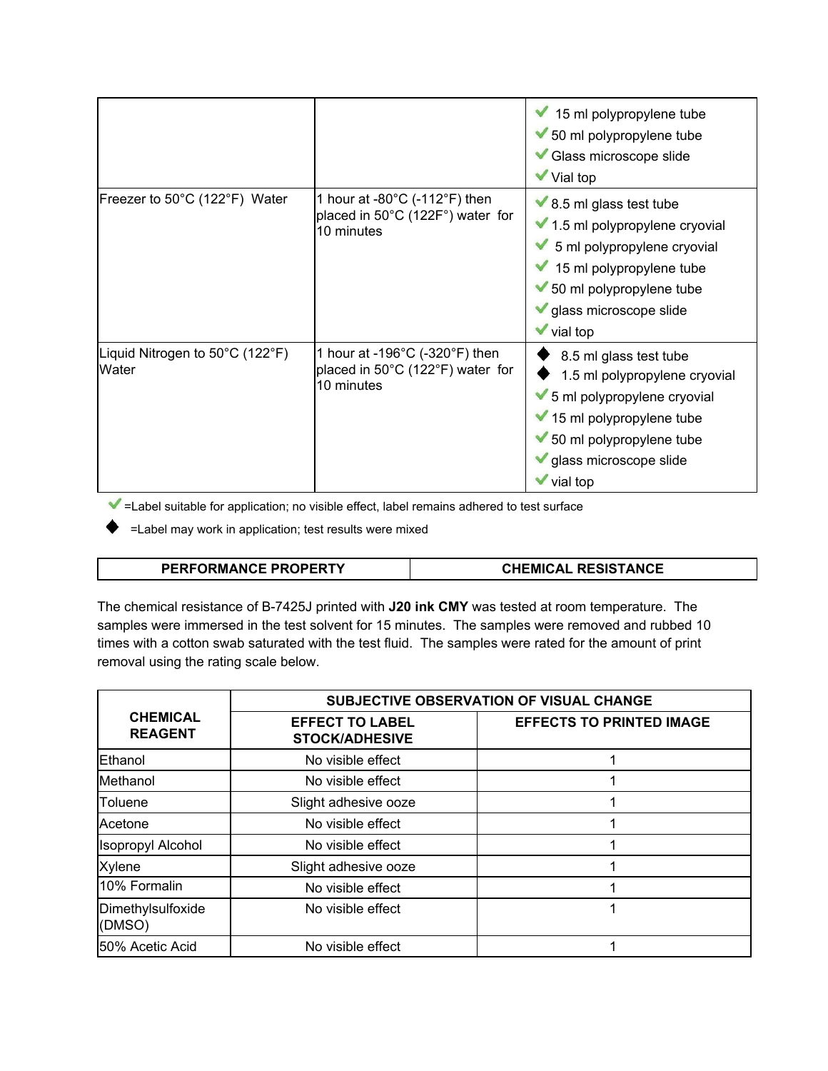| | | |
|---|---|---|
| | | ✔ 15 ml polypropylene tube<br>✔ 50 ml polypropylene tube<br>✔ Glass microscope slide<br>✔ Vial top |
| Freezer to 50°C (122°F) Water | 1 hour at -80°C (-112°F) then placed in 50°C (122F°) water for 10 minutes | ✔ 8.5 ml glass test tube<br>✔ 1.5 ml polypropylene cryovial<br>✔ 5 ml polypropylene cryovial<br>✔ 15 ml polypropylene tube<br>✔ 50 ml polypropylene tube<br>✔ glass microscope slide<br>✔ vial top |
| Liquid Nitrogen to 50°C (122°F) Water | 1 hour at -196°C (-320°F) then placed in 50°C (122°F) water for 10 minutes | ◆ 8.5 ml glass test tube<br>◆ 1.5 ml polypropylene cryovial<br>✔ 5 ml polypropylene cryovial<br>✔ 15 ml polypropylene tube<br>✔ 50 ml polypropylene tube<br>✔ glass microscope slide<br>✔ vial top |

✔ =Label suitable for application; no visible effect, label remains adhered to test surface

◆ =Label may work in application; test results were mixed

| PERFORMANCE PROPERTY | CHEMICAL RESISTANCE |
|---|---|

The chemical resistance of B-7425J printed with **J20 ink CMY** was tested at room temperature. The samples were immersed in the test solvent for 15 minutes. The samples were removed and rubbed 10 times with a cotton swab saturated with the test fluid. The samples were rated for the amount of print removal using the rating scale below.

| CHEMICAL REAGENT | SUBJECTIVE OBSERVATION OF VISUAL CHANGE | |
|---|---|---|
| | **EFFECT TO LABEL STOCK/ADHESIVE** | **EFFECTS TO PRINTED IMAGE** |
| Ethanol | No visible effect | 1 |
| Methanol | No visible effect | 1 |
| Toluene | Slight adhesive ooze | 1 |
| Acetone | No visible effect | 1 |
| Isopropyl Alcohol | No visible effect | 1 |
| Xylene | Slight adhesive ooze | 1 |
| 10% Formalin | No visible effect | 1 |
| Dimethylsulfoxide (DMSO) | No visible effect | 1 |
| 50% Acetic Acid | No visible effect | 1 |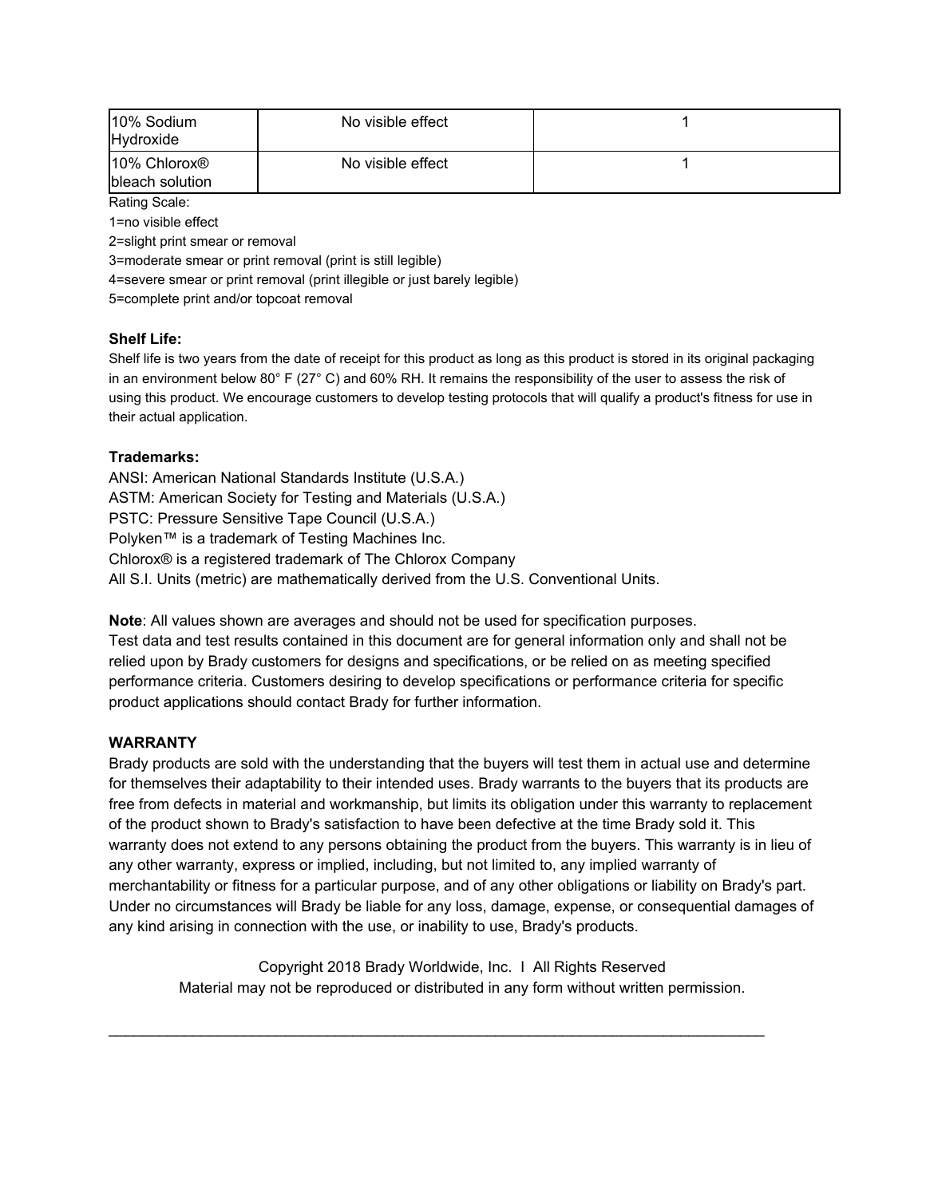| 10% Sodium Hydroxide | No visible effect | 1 |
| --- | --- | --- |
| 10% Chlorox® bleach solution | No visible effect | 1 |

Rating Scale:

1=no visible effect

2=slight print smear or removal

3=moderate smear or print removal (print is still legible)

4=severe smear or print removal (print illegible or just barely legible)

5=complete print and/or topcoat removal

**Shelf Life:**

Shelf life is two years from the date of receipt for this product as long as this product is stored in its original packaging in an environment below 80° F (27° C) and 60% RH. It remains the responsibility of the user to assess the risk of using this product. We encourage customers to develop testing protocols that will qualify a product's fitness for use in their actual application.

**Trademarks:**

ANSI: American National Standards Institute (U.S.A.)
ASTM: American Society for Testing and Materials (U.S.A.)
PSTC: Pressure Sensitive Tape Council (U.S.A.)
Polyken™ is a trademark of Testing Machines Inc.
Chlorox® is a registered trademark of The Chlorox Company
All S.I. Units (metric) are mathematically derived from the U.S. Conventional Units.

**Note**: All values shown are averages and should not be used for specification purposes.
Test data and test results contained in this document are for general information only and shall not be relied upon by Brady customers for designs and specifications, or be relied on as meeting specified performance criteria. Customers desiring to develop specifications or performance criteria for specific product applications should contact Brady for further information.

**WARRANTY**

Brady products are sold with the understanding that the buyers will test them in actual use and determine for themselves their adaptability to their intended uses. Brady warrants to the buyers that its products are free from defects in material and workmanship, but limits its obligation under this warranty to replacement of the product shown to Brady's satisfaction to have been defective at the time Brady sold it. This warranty does not extend to any persons obtaining the product from the buyers. This warranty is in lieu of any other warranty, express or implied, including, but not limited to, any implied warranty of merchantability or fitness for a particular purpose, and of any other obligations or liability on Brady's part. Under no circumstances will Brady be liable for any loss, damage, expense, or consequential damages of any kind arising in connection with the use, or inability to use, Brady's products.

Copyright 2018 Brady Worldwide, Inc. I All Rights Reserved
Material may not be reproduced or distributed in any form without written permission.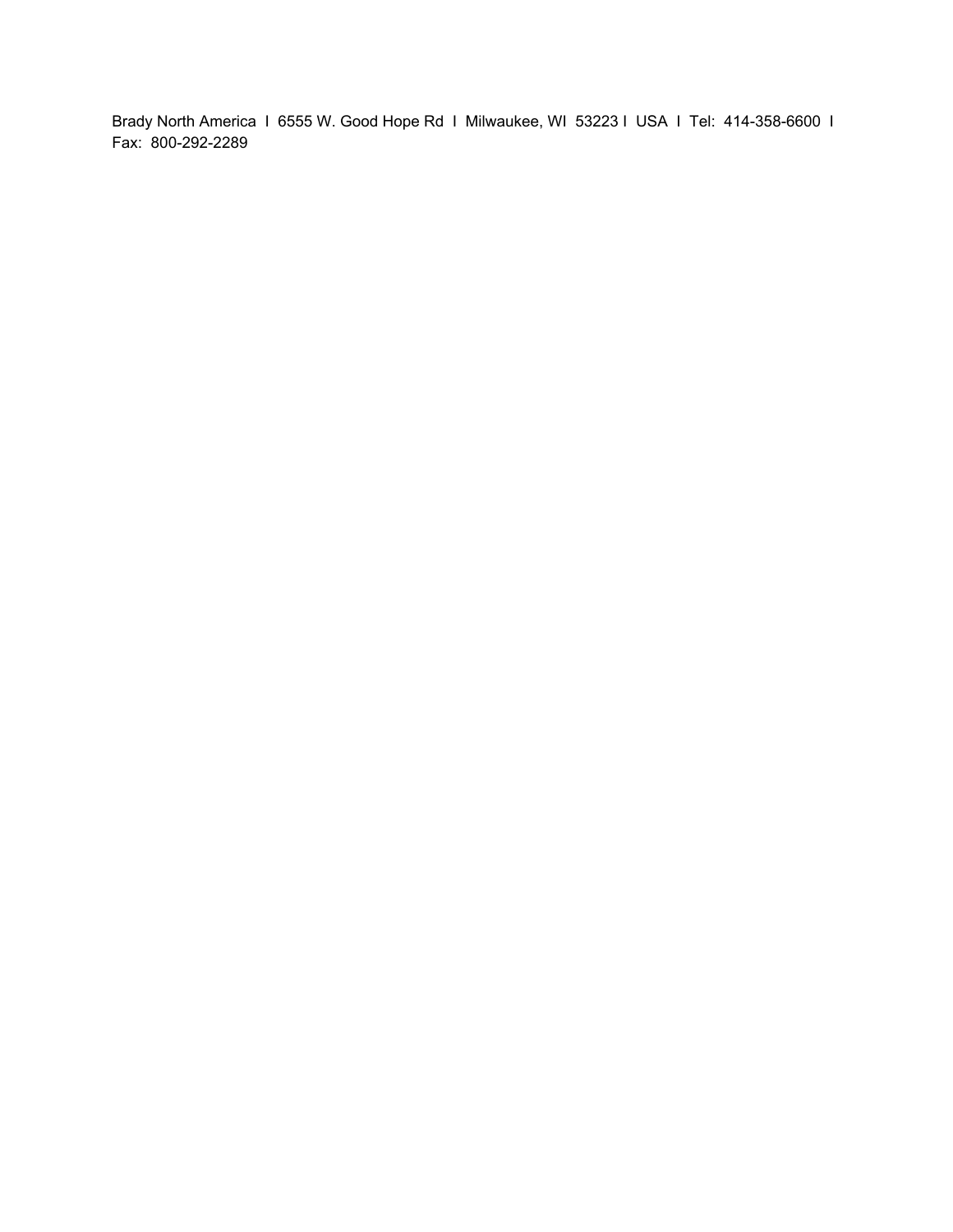Brady North America I 6555 W. Good Hope Rd I Milwaukee, WI 53223 I USA I Tel: 414-358-6600 I Fax: 800-292-2289